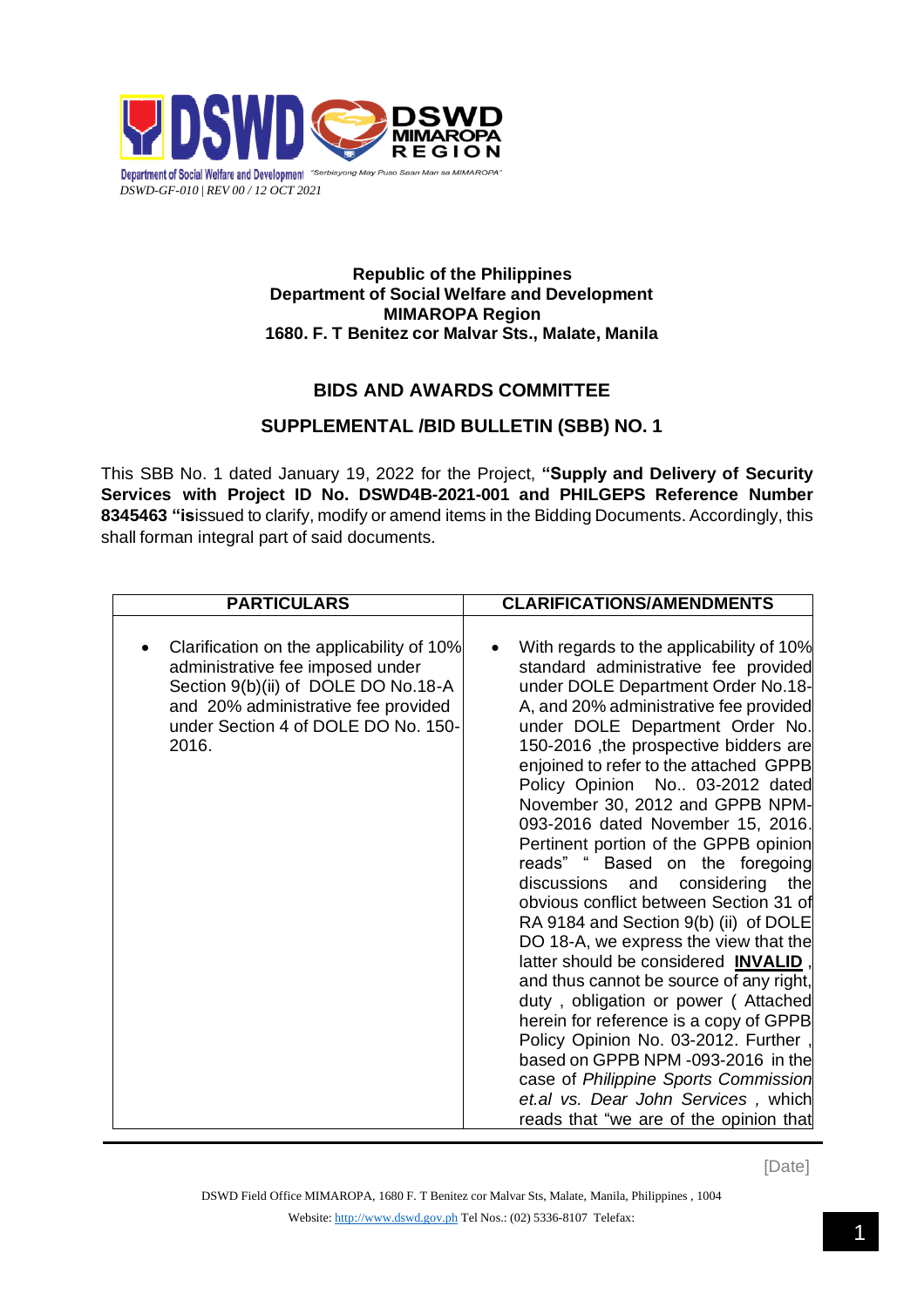DSWD-GF-010 | REV 00 / 12 OCT 2021

**Republic of the Philippines**
**Department of Social Welfare and Development**
**MIMAROPA Region**
**1680. F. T Benitez cor Malvar Sts., Malate, Manila**

## BIDS AND AWARDS COMMITTEE

## SUPPLEMENTAL /BID BULLETIN (SBB) NO. 1

This SBB No. 1 dated January 19, 2022 for the Project, **"Supply and Delivery of Security Services with Project ID No. DSWD4B-2021-001 and PHILGEPS Reference Number 8345463 "is**issued to clarify, modify or amend items in the Bidding Documents. Accordingly, this shall forman integral part of said documents.

| PARTICULARS | CLARIFICATIONS/AMENDMENTS |
|---|---|
| • Clarification on the applicability of 10% administrative fee imposed under Section 9(b)(ii) of DOLE DO No.18-A and 20% administrative fee provided under Section 4 of DOLE DO No. 150-2016. | • With regards to the applicability of 10% standard administrative fee provided under DOLE Department Order No.18-A, and 20% administrative fee provided under DOLE Department Order No. 150-2016 ,the prospective bidders are enjoined to refer to the attached GPPB Policy Opinion No.. 03-2012 dated November 30, 2012 and GPPB NPM-093-2016 dated November 15, 2016. Pertinent portion of the GPPB opinion reads" " Based on the foregoing discussions and considering the obvious conflict between Section 31 of RA 9184 and Section 9(b) (ii) of DOLE DO 18-A, we express the view that the latter should be considered **INVALID** , and thus cannot be source of any right, duty , obligation or power ( Attached herein for reference is a copy of GPPB Policy Opinion No. 03-2012. Further , based on GPPB NPM -093-2016 in the case of *Philippine Sports Commission et.al vs. Dear John Services* , which reads that "we are of the opinion that |

[Date]

DSWD Field Office MIMAROPA, 1680 F. T Benitez cor Malvar Sts, Malate, Manila, Philippines , 1004
Website: http://www.dswd.gov.ph Tel Nos.: (02) 5336-8107 Telefax: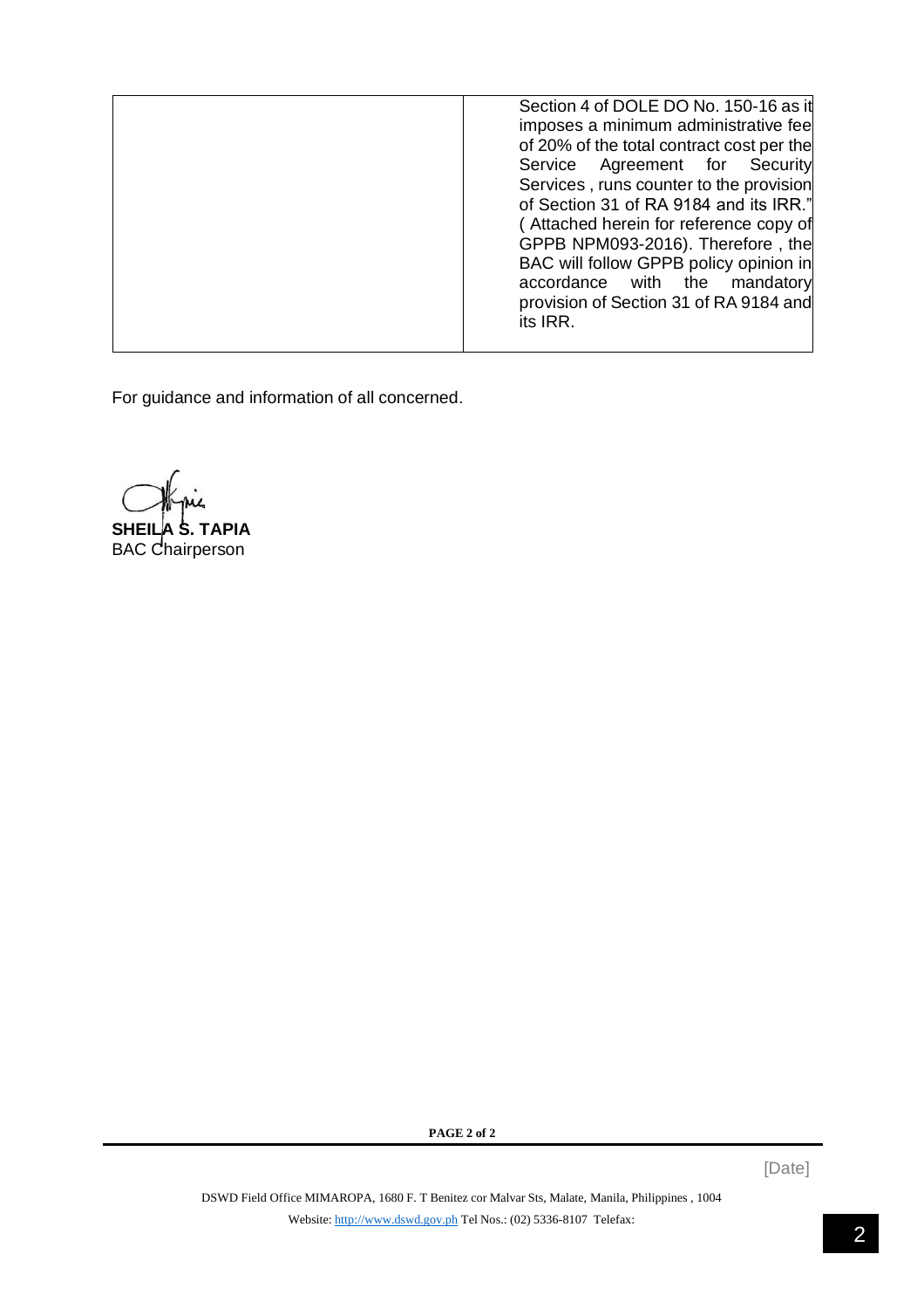| | |
|---|---|
| | Section 4 of DOLE DO No. 150-16 as it imposes a minimum administrative fee of 20% of the total contract cost per the Service Agreement for Security Services , runs counter to the provision of Section 31 of RA 9184 and its IRR." ( Attached herein for reference copy of GPPB NPM093-2016). Therefore , the BAC will follow GPPB policy opinion in accordance with the mandatory provision of Section 31 of RA 9184 and its IRR. |

For guidance and information of all concerned.

**SHEILA S. TAPIA**
BAC Chairperson

[Date]

DSWD Field Office MIMAROPA, 1680 F. T Benitez cor Malvar Sts, Malate, Manila, Philippines , 1004

Website: http://www.dswd.gov.ph Tel Nos.: (02) 5336-8107 Telefax: